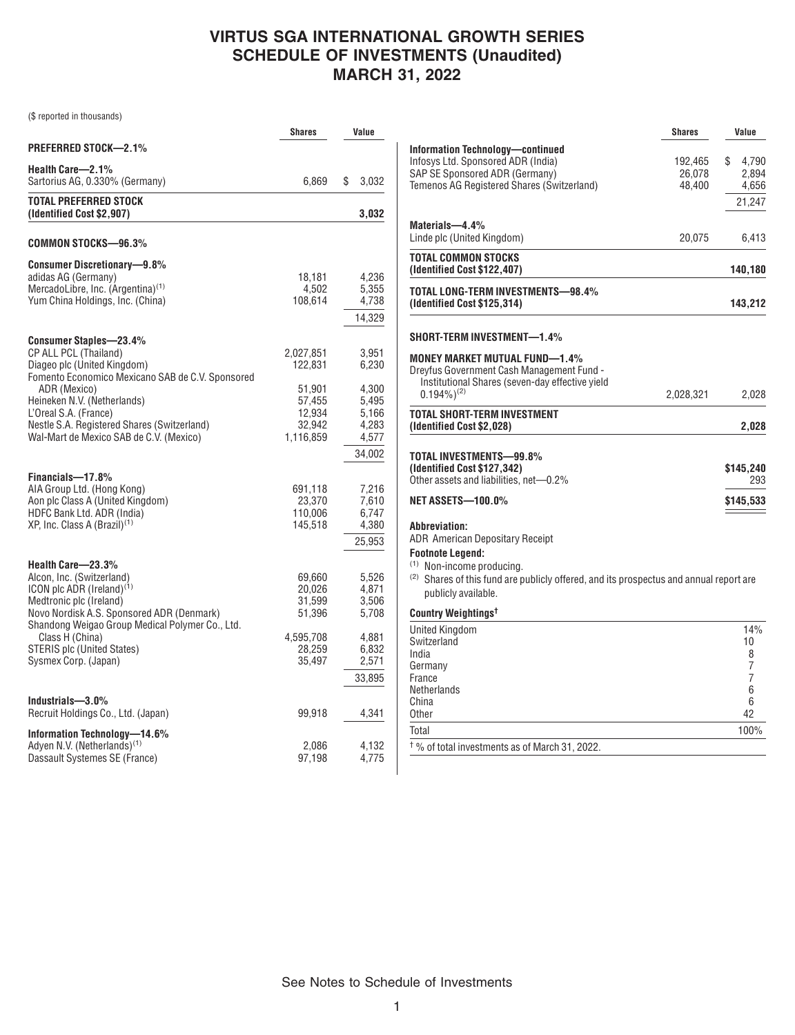# VIRTUS SGA INTERNATIONAL GROWTH SERIES
# SCHEDULE OF INVESTMENTS (Unaudited)
# MARCH 31, 2022

($ reported in thousands)

| | Shares | Value |
|---|---|---|
| **PREFERRED STOCK—2.1%** | | |
| **Health Care—2.1%** | | |
| Sartorius AG, 0.330% (Germany) | 6,869 | $ 3,032 |
| **TOTAL PREFERRED STOCK (Identified Cost $2,907)** | | **3,032** |
| **COMMON STOCKS—96.3%** | | |
| **Consumer Discretionary—9.8%** | | |
| adidas AG (Germany) | 18,181 | 4,236 |
| MercadoLibre, Inc. (Argentina)[(1)] | 4,502 | 5,355 |
| Yum China Holdings, Inc. (China) | 108,614 | 4,738 |
| | | 14,329 |
| **Consumer Staples—23.4%** | | |
| CP ALL PCL (Thailand) | 2,027,851 | 3,951 |
| Diageo plc (United Kingdom) | 122,831 | 6,230 |
| Fomento Economico Mexicano SAB de C.V. Sponsored ADR (Mexico) | 51,901 | 4,300 |
| Heineken N.V. (Netherlands) | 57,455 | 5,495 |
| L'Oreal S.A. (France) | 12,934 | 5,166 |
| Nestle S.A. Registered Shares (Switzerland) | 32,942 | 4,283 |
| Wal-Mart de Mexico SAB de C.V. (Mexico) | 1,116,859 | 4,577 |
| | | 34,002 |
| **Financials—17.8%** | | |
| AIA Group Ltd. (Hong Kong) | 691,118 | 7,216 |
| Aon plc Class A (United Kingdom) | 23,370 | 7,610 |
| HDFC Bank Ltd. ADR (India) | 110,006 | 6,747 |
| XP, Inc. Class A (Brazil)[(1)] | 145,518 | 4,380 |
| | | 25,953 |
| **Health Care—23.3%** | | |
| Alcon, Inc. (Switzerland) | 69,660 | 5,526 |
| ICON plc ADR (Ireland)[(1)] | 20,026 | 4,871 |
| Medtronic plc (Ireland) | 31,599 | 3,506 |
| Novo Nordisk A.S. Sponsored ADR (Denmark) | 51,396 | 5,708 |
| Shandong Weigao Group Medical Polymer Co., Ltd. Class H (China) | 4,595,708 | 4,881 |
| STERIS plc (United States) | 28,259 | 6,832 |
| Sysmex Corp. (Japan) | 35,497 | 2,571 |
| | | 33,895 |
| **Industrials—3.0%** | | |
| Recruit Holdings Co., Ltd. (Japan) | 99,918 | 4,341 |
| **Information Technology—14.6%** | | |
| Adyen N.V. (Netherlands)[(1)] | 2,086 | 4,132 |
| Dassault Systemes SE (France) | 97,198 | 4,775 |
| Infosys Ltd. Sponsored ADR (India) | 192,465 | $ 4,790 |
| SAP SE Sponsored ADR (Germany) | 26,078 | 2,894 |
| Temenos AG Registered Shares (Switzerland) | 48,400 | 4,656 |
| | | 21,247 |
| **Materials—4.4%** | | |
| Linde plc (United Kingdom) | 20,075 | 6,413 |
| **TOTAL COMMON STOCKS (Identified Cost $122,407)** | | **140,180** |
| **TOTAL LONG-TERM INVESTMENTS—98.4% (Identified Cost $125,314)** | | **143,212** |
| **SHORT-TERM INVESTMENT—1.4%** | | |
| **MONEY MARKET MUTUAL FUND—1.4%** | | |
| Dreyfus Government Cash Management Fund - Institutional Shares (seven-day effective yield 0.194%)[(2)] | 2,028,321 | 2,028 |
| **TOTAL SHORT-TERM INVESTMENT (Identified Cost $2,028)** | | **2,028** |
| **TOTAL INVESTMENTS—99.8% (Identified Cost $127,342)** | | **$145,240** |
| Other assets and liabilities, net—0.2% | | 293 |
| **NET ASSETS—100.0%** | | **$145,533** |

**Abbreviation:**

ADR American Depositary Receipt

**Footnote Legend:**

(1) Non-income producing.

(2) Shares of this fund are publicly offered, and its prospectus and annual report are publicly available.

**Country Weightings†**

| | |
|---|---|
| United Kingdom | 14% |
| Switzerland | 10 |
| India | 8 |
| Germany | 7 |
| France | 7 |
| Netherlands | 6 |
| China | 6 |
| Other | 42 |
| Total | 100% |

† % of total investments as of March 31, 2022.

See Notes to Schedule of Investments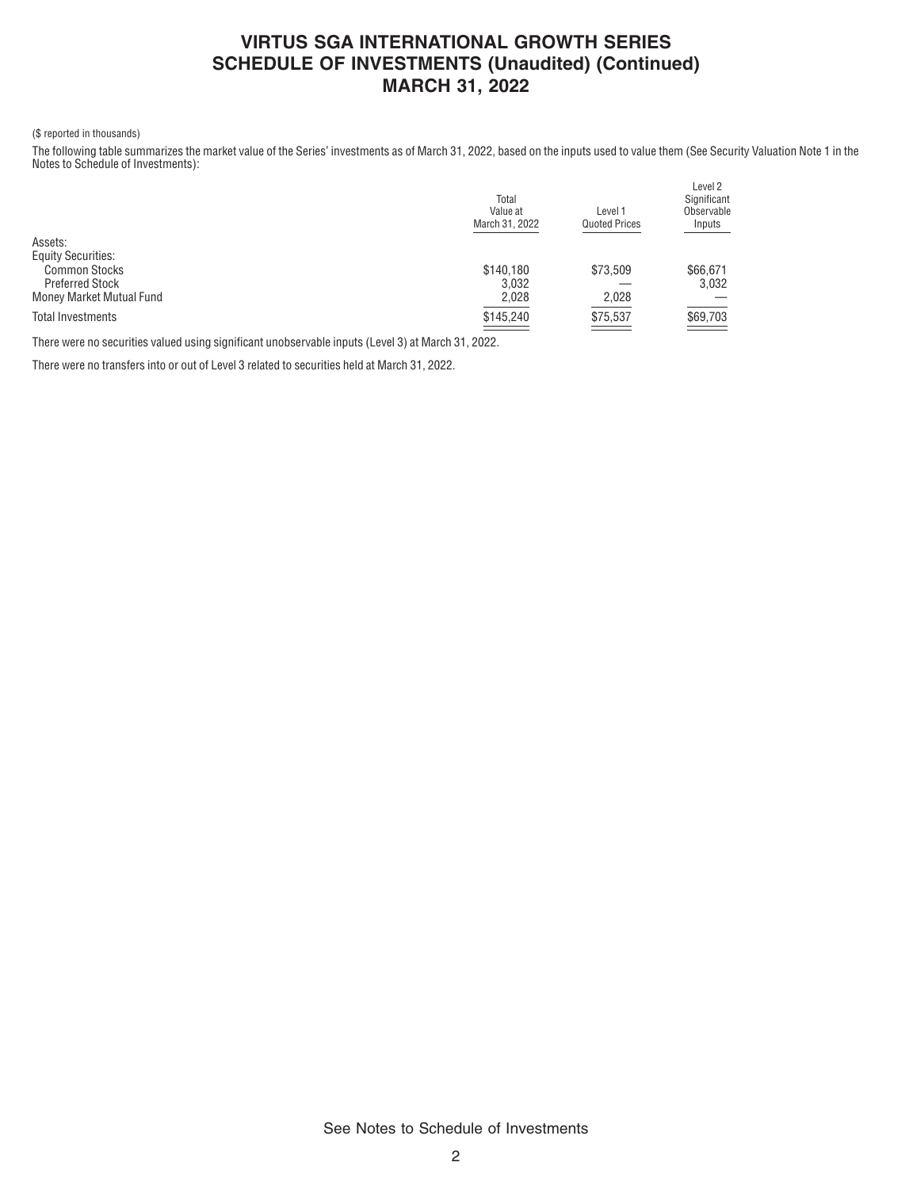# VIRTUS SGA INTERNATIONAL GROWTH SERIES
## SCHEDULE OF INVESTMENTS (Unaudited) (Continued)
## MARCH 31, 2022

($ reported in thousands)

The following table summarizes the market value of the Series' investments as of March 31, 2022, based on the inputs used to value them (See Security Valuation Note 1 in the Notes to Schedule of Investments):

| | Total Value at March 31, 2022 | Level 1 Quoted Prices | Level 2 Significant Observable Inputs |
|---|---|---|---|
| Assets: | | | |
| Equity Securities: | | | |
| Common Stocks | $140,180 | $73,509 | $66,671 |
| Preferred Stock | 3,032 | — | 3,032 |
| Money Market Mutual Fund | 2,028 | 2,028 | — |
| Total Investments | $145,240 | $75,537 | $69,703 |

There were no securities valued using significant unobservable inputs (Level 3) at March 31, 2022.

There were no transfers into or out of Level 3 related to securities held at March 31, 2022.

See Notes to Schedule of Investments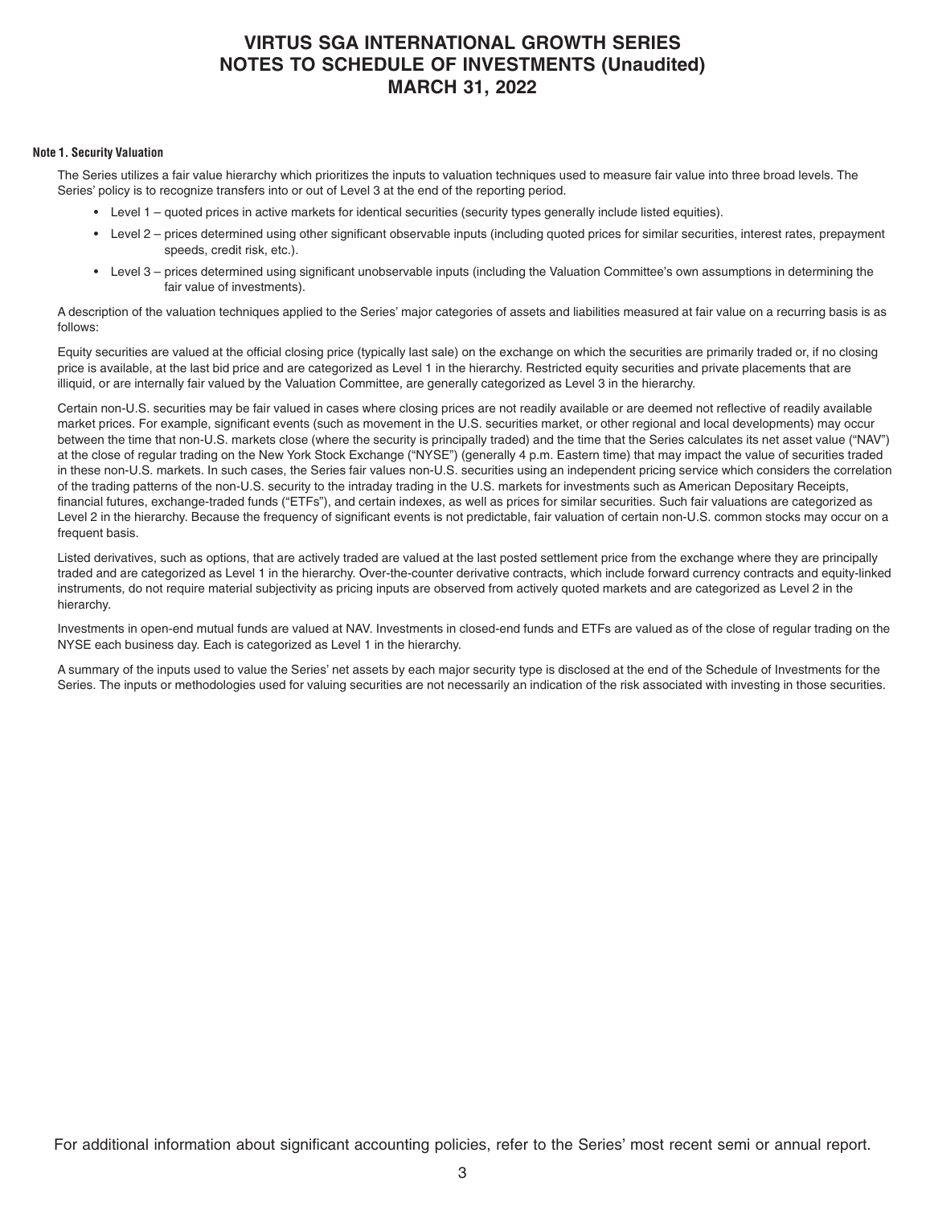# VIRTUS SGA INTERNATIONAL GROWTH SERIES
# NOTES TO SCHEDULE OF INVESTMENTS (Unaudited)
# MARCH 31, 2022

**Note 1. Security Valuation**

The Series utilizes a fair value hierarchy which prioritizes the inputs to valuation techniques used to measure fair value into three broad levels. The Series' policy is to recognize transfers into or out of Level 3 at the end of the reporting period.

- Level 1 – quoted prices in active markets for identical securities (security types generally include listed equities).
- Level 2 – prices determined using other significant observable inputs (including quoted prices for similar securities, interest rates, prepayment speeds, credit risk, etc.).
- Level 3 – prices determined using significant unobservable inputs (including the Valuation Committee's own assumptions in determining the fair value of investments).

A description of the valuation techniques applied to the Series' major categories of assets and liabilities measured at fair value on a recurring basis is as follows:

Equity securities are valued at the official closing price (typically last sale) on the exchange on which the securities are primarily traded or, if no closing price is available, at the last bid price and are categorized as Level 1 in the hierarchy. Restricted equity securities and private placements that are illiquid, or are internally fair valued by the Valuation Committee, are generally categorized as Level 3 in the hierarchy.

Certain non-U.S. securities may be fair valued in cases where closing prices are not readily available or are deemed not reflective of readily available market prices. For example, significant events (such as movement in the U.S. securities market, or other regional and local developments) may occur between the time that non-U.S. markets close (where the security is principally traded) and the time that the Series calculates its net asset value ("NAV") at the close of regular trading on the New York Stock Exchange ("NYSE") (generally 4 p.m. Eastern time) that may impact the value of securities traded in these non-U.S. markets. In such cases, the Series fair values non-U.S. securities using an independent pricing service which considers the correlation of the trading patterns of the non-U.S. security to the intraday trading in the U.S. markets for investments such as American Depositary Receipts, financial futures, exchange-traded funds ("ETFs"), and certain indexes, as well as prices for similar securities. Such fair valuations are categorized as Level 2 in the hierarchy. Because the frequency of significant events is not predictable, fair valuation of certain non-U.S. common stocks may occur on a frequent basis.

Listed derivatives, such as options, that are actively traded are valued at the last posted settlement price from the exchange where they are principally traded and are categorized as Level 1 in the hierarchy. Over-the-counter derivative contracts, which include forward currency contracts and equity-linked instruments, do not require material subjectivity as pricing inputs are observed from actively quoted markets and are categorized as Level 2 in the hierarchy.

Investments in open-end mutual funds are valued at NAV. Investments in closed-end funds and ETFs are valued as of the close of regular trading on the NYSE each business day. Each is categorized as Level 1 in the hierarchy.

A summary of the inputs used to value the Series' net assets by each major security type is disclosed at the end of the Schedule of Investments for the Series. The inputs or methodologies used for valuing securities are not necessarily an indication of the risk associated with investing in those securities.

For additional information about significant accounting policies, refer to the Series' most recent semi or annual report.